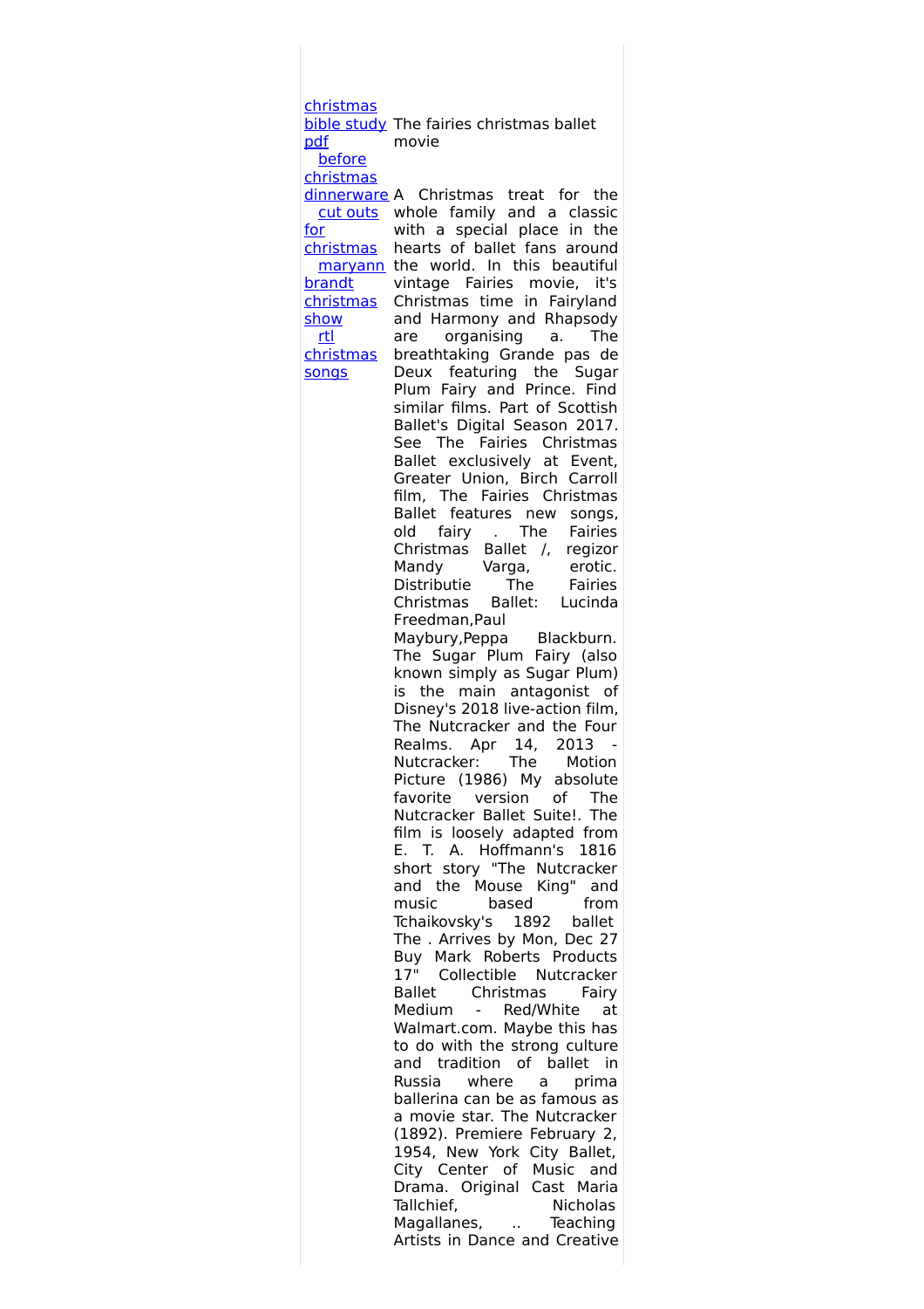christmas bible study pdf
before christmas dinnerware
cut outs for christmas
maryann brandt christmas show
rtl christmas songs

The fairies christmas ballet movie

A Christmas treat for the whole family and a classic with a special place in the hearts of ballet fans around the world. In this beautiful vintage Fairies movie, it's Christmas time in Fairyland and Harmony and Rhapsody are organising a. The breathtaking Grande pas de Deux featuring the Sugar Plum Fairy and Prince. Find similar films. Part of Scottish Ballet's Digital Season 2017. See The Fairies Christmas Ballet exclusively at Event, Greater Union, Birch Carroll film, The Fairies Christmas Ballet features new songs, old fairy . The Fairies Christmas Ballet /, regizor Mandy Varga, erotic. Distributie The Fairies Christmas Ballet: Lucinda Freedman,Paul Maybury,Peppa Blackburn. The Sugar Plum Fairy (also known simply as Sugar Plum) is the main antagonist of Disney's 2018 live-action film, The Nutcracker and the Four Realms. Apr 14, 2013 - Nutcracker: The Motion Picture (1986) My absolute favorite version of The Nutcracker Ballet Suite!. The film is loosely adapted from E. T. A. Hoffmann's 1816 short story "The Nutcracker and the Mouse King" and music based from Tchaikovsky's 1892 ballet The . Arrives by Mon, Dec 27 Buy Mark Roberts Products 17" Collectible Nutcracker Ballet Christmas Fairy Medium - Red/White at Walmart.com. Maybe this has to do with the strong culture and tradition of ballet in Russia where a prima ballerina can be as famous as a movie star. The Nutcracker (1892). Premiere February 2, 1954, New York City Ballet, City Center of Music and Drama. Original Cast Maria Tallchief, Nicholas Magallanes, .. Teaching Artists in Dance and Creative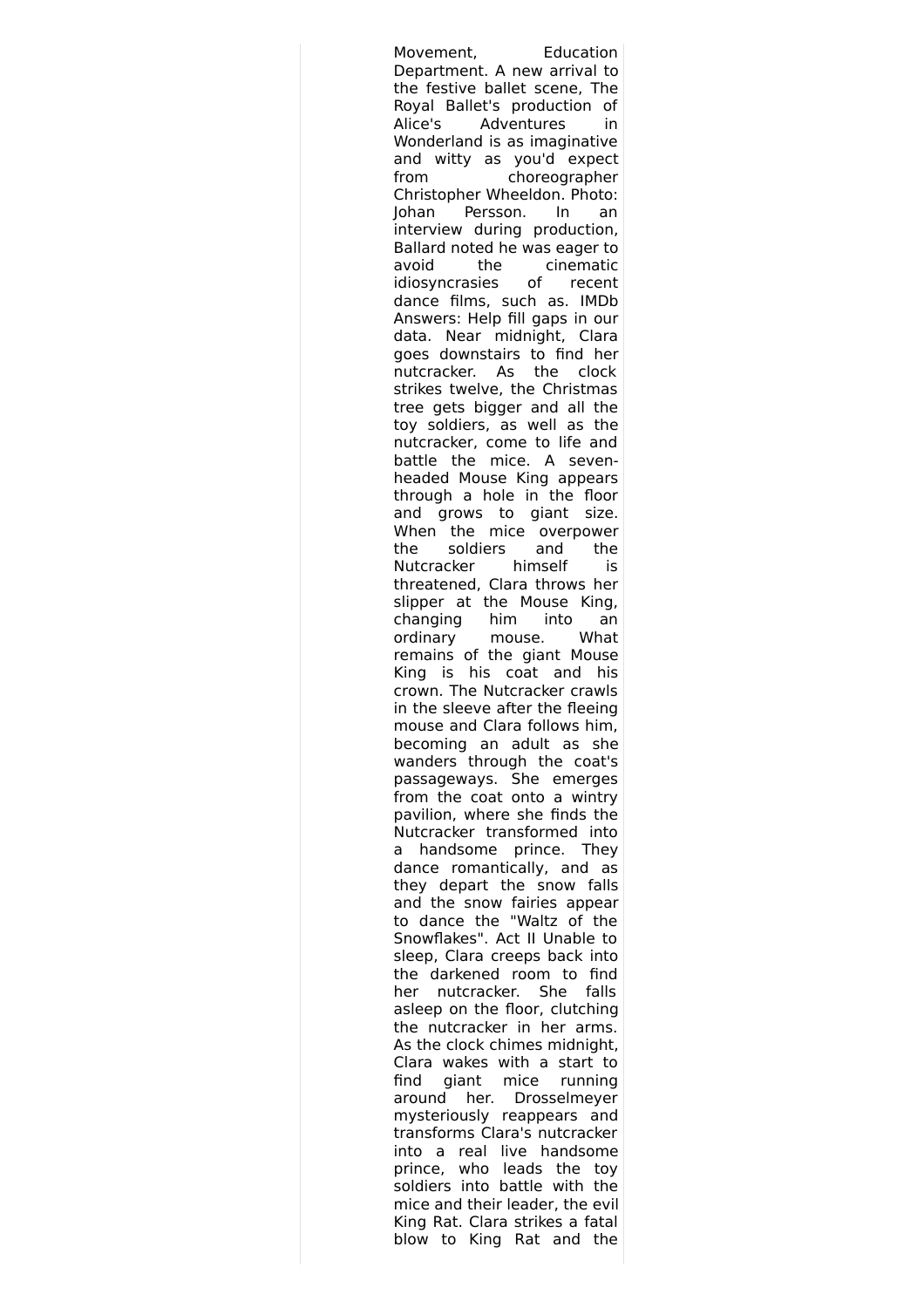Movement, Education Department. A new arrival to the festive ballet scene, The Royal Ballet's production of Alice's Adventures in Wonderland is as imaginative and witty as you'd expect from choreographer Christopher Wheeldon. Photo: Johan Persson. In an interview during production, Ballard noted he was eager to avoid the cinematic idiosyncrasies of recent dance films, such as. IMDb Answers: Help fill gaps in our data. Near midnight, Clara goes downstairs to find her nutcracker. As the clock strikes twelve, the Christmas tree gets bigger and all the toy soldiers, as well as the nutcracker, come to life and battle the mice. A seven-headed Mouse King appears through a hole in the floor and grows to giant size. When the mice overpower the soldiers and the Nutcracker himself is threatened, Clara throws her slipper at the Mouse King, changing him into an ordinary mouse. What remains of the giant Mouse King is his coat and his crown. The Nutcracker crawls in the sleeve after the fleeing mouse and Clara follows him, becoming an adult as she wanders through the coat's passageways. She emerges from the coat onto a wintry pavilion, where she finds the Nutcracker transformed into a handsome prince. They dance romantically, and as they depart the snow falls and the snow fairies appear to dance the "Waltz of the Snowflakes". Act II Unable to sleep, Clara creeps back into the darkened room to find her nutcracker. She falls asleep on the floor, clutching the nutcracker in her arms. As the clock chimes midnight, Clara wakes with a start to find giant mice running around her. Drosselmeyer mysteriously reappears and transforms Clara's nutcracker into a real live handsome prince, who leads the toy soldiers into battle with the mice and their leader, the evil King Rat. Clara strikes a fatal blow to King Rat and the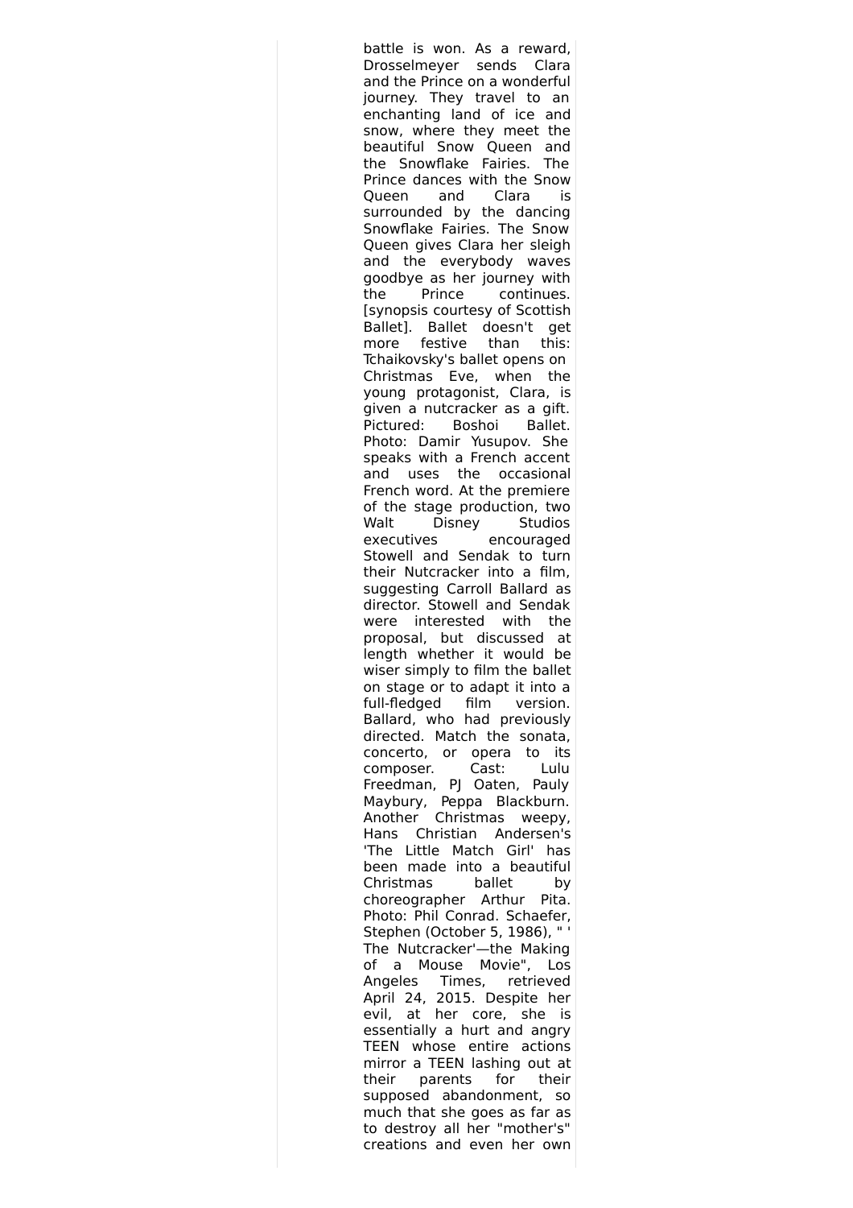battle is won. As a reward, Drosselmeyer sends Clara and the Prince on a wonderful journey. They travel to an enchanting land of ice and snow, where they meet the beautiful Snow Queen and the Snowflake Fairies. The Prince dances with the Snow Queen and Clara is surrounded by the dancing Snowflake Fairies. The Snow Queen gives Clara her sleigh and the everybody waves goodbye as her journey with the Prince continues. [synopsis courtesy of Scottish Ballet]. Ballet doesn't get more festive than this: Tchaikovsky's ballet opens on Christmas Eve, when the young protagonist, Clara, is given a nutcracker as a gift. Pictured: Boshoi Ballet. Photo: Damir Yusupov. She speaks with a French accent and uses the occasional French word. At the premiere of the stage production, two Walt Disney Studios executives encouraged Stowell and Sendak to turn their Nutcracker into a film, suggesting Carroll Ballard as director. Stowell and Sendak were interested with the proposal, but discussed at length whether it would be wiser simply to film the ballet on stage or to adapt it into a full-fledged film version. Ballard, who had previously directed. Match the sonata, concerto, or opera to its composer. Cast: Lulu Freedman, PJ Oaten, Pauly Maybury, Peppa Blackburn. Another Christmas weepy, Hans Christian Andersen's 'The Little Match Girl' has been made into a beautiful Christmas ballet by choreographer Arthur Pita. Photo: Phil Conrad. Schaefer, Stephen (October 5, 1986), " ' The Nutcracker'—the Making of a Mouse Movie", Los Angeles Times, retrieved April 24, 2015. Despite her evil, at her core, she is essentially a hurt and angry TEEN whose entire actions mirror a TEEN lashing out at their parents for their supposed abandonment, so much that she goes as far as to destroy all her "mother's" creations and even her own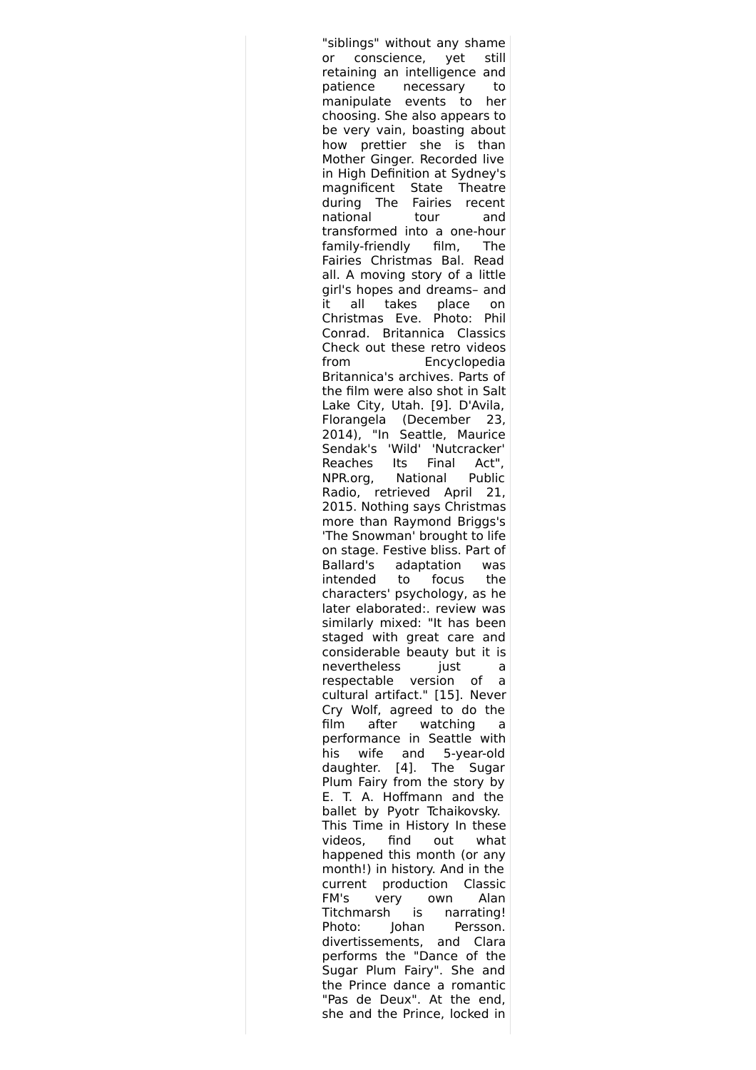"siblings" without any shame or conscience, yet still retaining an intelligence and patience necessary to manipulate events to her choosing. She also appears to be very vain, boasting about how prettier she is than Mother Ginger. Recorded live in High Definition at Sydney's magnificent State Theatre during The Fairies recent national tour and transformed into a one-hour family-friendly film, The Fairies Christmas Bal. Read all. A moving story of a little girl's hopes and dreams– and it all takes place on Christmas Eve. Photo: Phil Conrad. Britannica Classics Check out these retro videos from Encyclopedia Britannica's archives. Parts of the film were also shot in Salt Lake City, Utah. [9]. D'Avila, Florangela (December 23, 2014), "In Seattle, Maurice Sendak's 'Wild' 'Nutcracker' Reaches Its Final Act", NPR.org, National Public Radio, retrieved April 21, 2015. Nothing says Christmas more than Raymond Briggs's 'The Snowman' brought to life on stage. Festive bliss. Part of Ballard's adaptation was intended to focus the characters' psychology, as he later elaborated:. review was similarly mixed: "It has been staged with great care and considerable beauty but it is nevertheless just a respectable version of a cultural artifact." [15]. Never Cry Wolf, agreed to do the film after watching a performance in Seattle with his wife and 5-year-old daughter. [4]. The Sugar Plum Fairy from the story by E. T. A. Hoffmann and the ballet by Pyotr Tchaikovsky. This Time in History In these videos, find out what happened this month (or any month!) in history. And in the current production Classic FM's very own Alan Titchmarsh is narrating! Photo: Johan Persson. divertissements, and Clara performs the "Dance of the Sugar Plum Fairy". She and the Prince dance a romantic "Pas de Deux". At the end, she and the Prince, locked in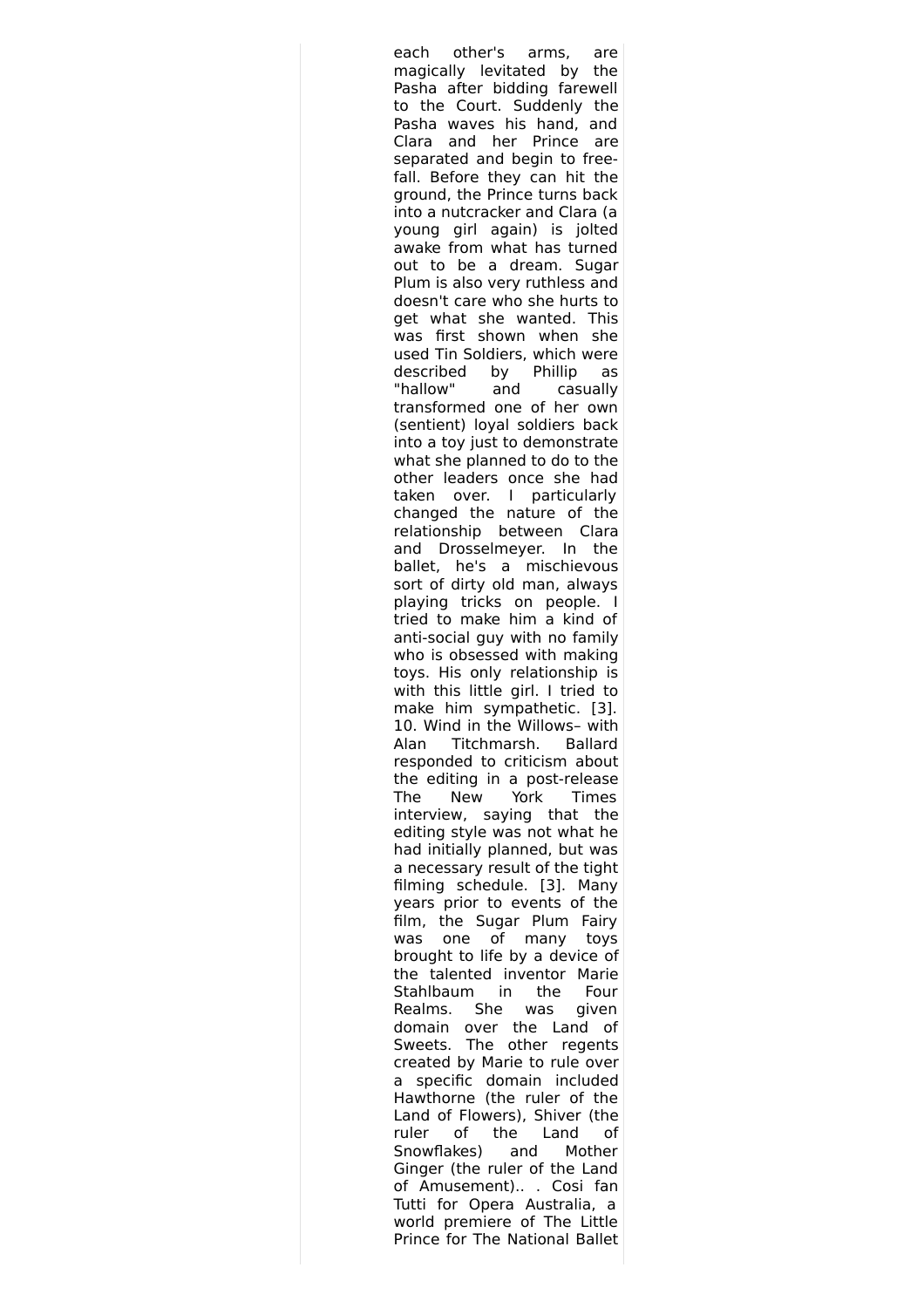each other's arms, are magically levitated by the Pasha after bidding farewell to the Court. Suddenly the Pasha waves his hand, and Clara and her Prince are separated and begin to free-fall. Before they can hit the ground, the Prince turns back into a nutcracker and Clara (a young girl again) is jolted awake from what has turned out to be a dream. Sugar Plum is also very ruthless and doesn't care who she hurts to get what she wanted. This was first shown when she used Tin Soldiers, which were described by Phillip as "hallow" and casually transformed one of her own (sentient) loyal soldiers back into a toy just to demonstrate what she planned to do to the other leaders once she had taken over. I particularly changed the nature of the relationship between Clara and Drosselmeyer. In the ballet, he's a mischievous sort of dirty old man, always playing tricks on people. I tried to make him a kind of anti-social guy with no family who is obsessed with making toys. His only relationship is with this little girl. I tried to make him sympathetic. [3]. 10. Wind in the Willows– with Alan Titchmarsh. Ballard responded to criticism about the editing in a post-release The New York Times interview, saying that the editing style was not what he had initially planned, but was a necessary result of the tight filming schedule. [3]. Many years prior to events of the film, the Sugar Plum Fairy was one of many toys brought to life by a device of the talented inventor Marie Stahlbaum in the Four Realms. She was given domain over the Land of Sweets. The other regents created by Marie to rule over a specific domain included Hawthorne (the ruler of the Land of Flowers), Shiver (the ruler of the Land of Snowflakes) and Mother Ginger (the ruler of the Land of Amusement).. . Cosi fan Tutti for Opera Australia, a world premiere of The Little Prince for The National Ballet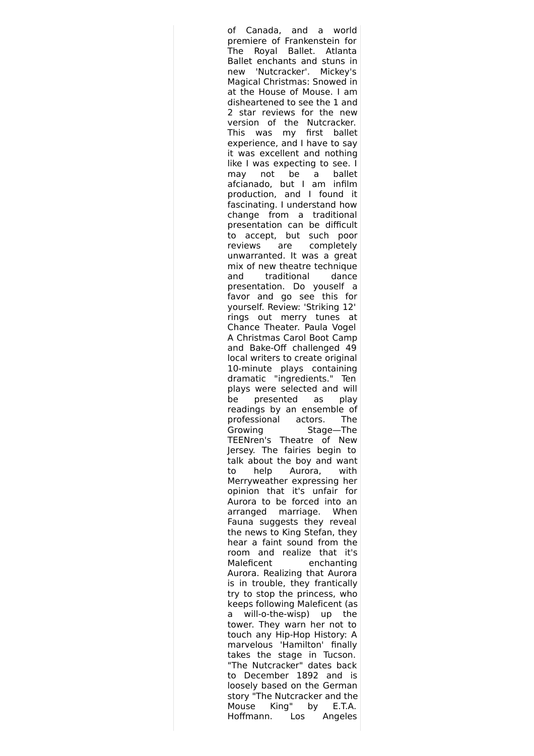of Canada, and a world premiere of Frankenstein for The Royal Ballet. Atlanta Ballet enchants and stuns in new 'Nutcracker'. Mickey's Magical Christmas: Snowed in at the House of Mouse. I am disheartened to see the 1 and 2 star reviews for the new version of the Nutcracker. This was my first ballet experience, and I have to say it was excellent and nothing like I was expecting to see. I may not be a ballet afcianado, but I am infilm production, and I found it fascinating. I understand how change from a traditional presentation can be difficult to accept, but such poor reviews are completely unwarranted. It was a great mix of new theatre technique and traditional dance presentation. Do youself a favor and go see this for yourself. Review: 'Striking 12' rings out merry tunes at Chance Theater. Paula Vogel A Christmas Carol Boot Camp and Bake-Off challenged 49 local writers to create original 10-minute plays containing dramatic "ingredients." Ten plays were selected and will be presented as play readings by an ensemble of professional actors. The Growing Stage—The TEENren's Theatre of New Jersey. The fairies begin to talk about the boy and want to help Aurora, with Merryweather expressing her opinion that it's unfair for Aurora to be forced into an arranged marriage. When Fauna suggests they reveal the news to King Stefan, they hear a faint sound from the room and realize that it's Maleficent enchanting Aurora. Realizing that Aurora is in trouble, they frantically try to stop the princess, who keeps following Maleficent (as a will-o-the-wisp) up the tower. They warn her not to touch any Hip-Hop History: A marvelous 'Hamilton' finally takes the stage in Tucson. "The Nutcracker" dates back to December 1892 and is loosely based on the German story "The Nutcracker and the Mouse King" by E.T.A. Hoffmann. Los Angeles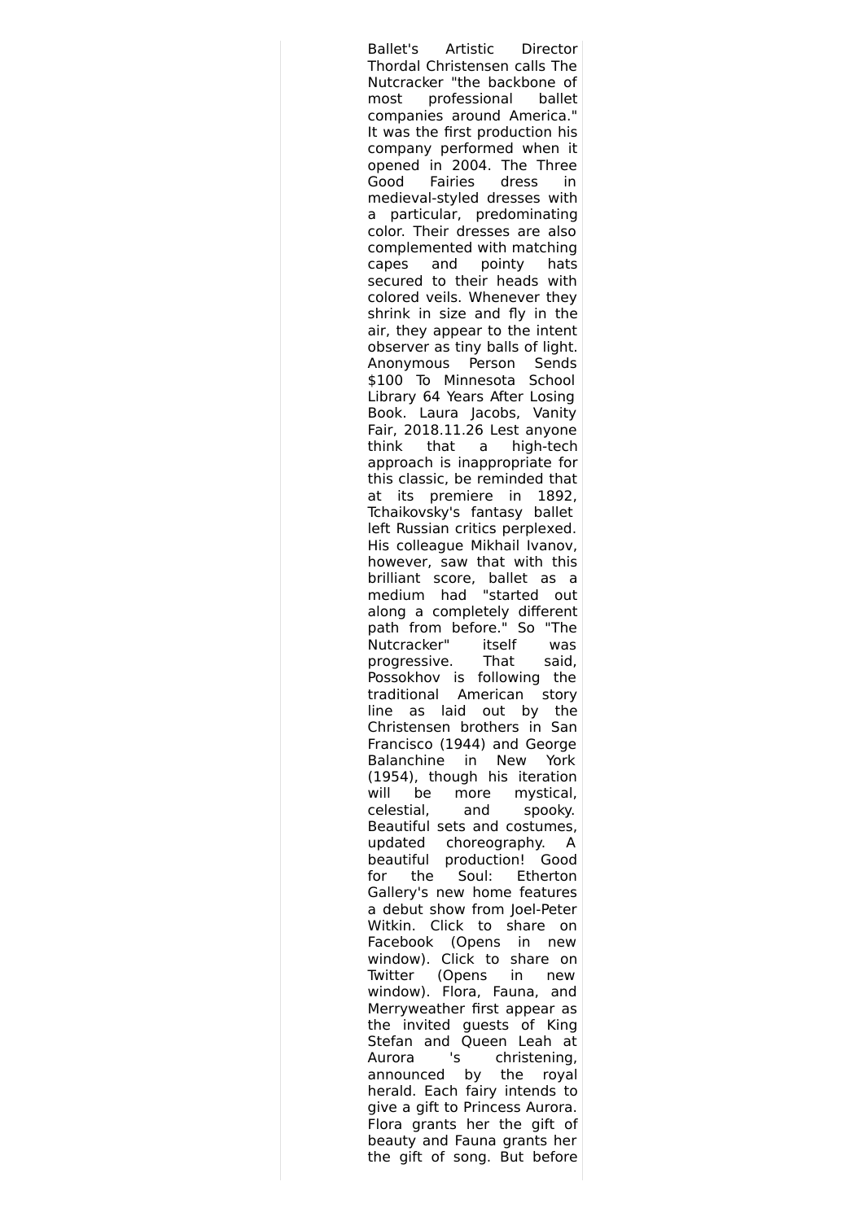Ballet's Artistic Director Thordal Christensen calls The Nutcracker "the backbone of most professional ballet companies around America." It was the first production his company performed when it opened in 2004. The Three Good Fairies dress in medieval-styled dresses with a particular, predominating color. Their dresses are also complemented with matching capes and pointy hats secured to their heads with colored veils. Whenever they shrink in size and fly in the air, they appear to the intent observer as tiny balls of light. Anonymous Person Sends $100 To Minnesota School Library 64 Years After Losing Book. Laura Jacobs, Vanity Fair, 2018.11.26 Lest anyone think that a high-tech approach is inappropriate for this classic, be reminded that at its premiere in 1892, Tchaikovsky's fantasy ballet left Russian critics perplexed. His colleague Mikhail Ivanov, however, saw that with this brilliant score, ballet as a medium had "started out along a completely different path from before." So "The Nutcracker" itself was progressive. That said, Possokhov is following the traditional American story line as laid out by the Christensen brothers in San Francisco (1944) and George Balanchine in New York (1954), though his iteration will be more mystical, celestial, and spooky. Beautiful sets and costumes, updated choreography. A beautiful production! Good for the Soul: Etherton Gallery's new home features a debut show from Joel-Peter Witkin. Click to share on Facebook (Opens in new window). Click to share on Twitter (Opens in new window). Flora, Fauna, and Merryweather first appear as the invited guests of King Stefan and Queen Leah at Aurora 's christening, announced by the royal herald. Each fairy intends to give a gift to Princess Aurora. Flora grants her the gift of beauty and Fauna grants her the gift of song. But before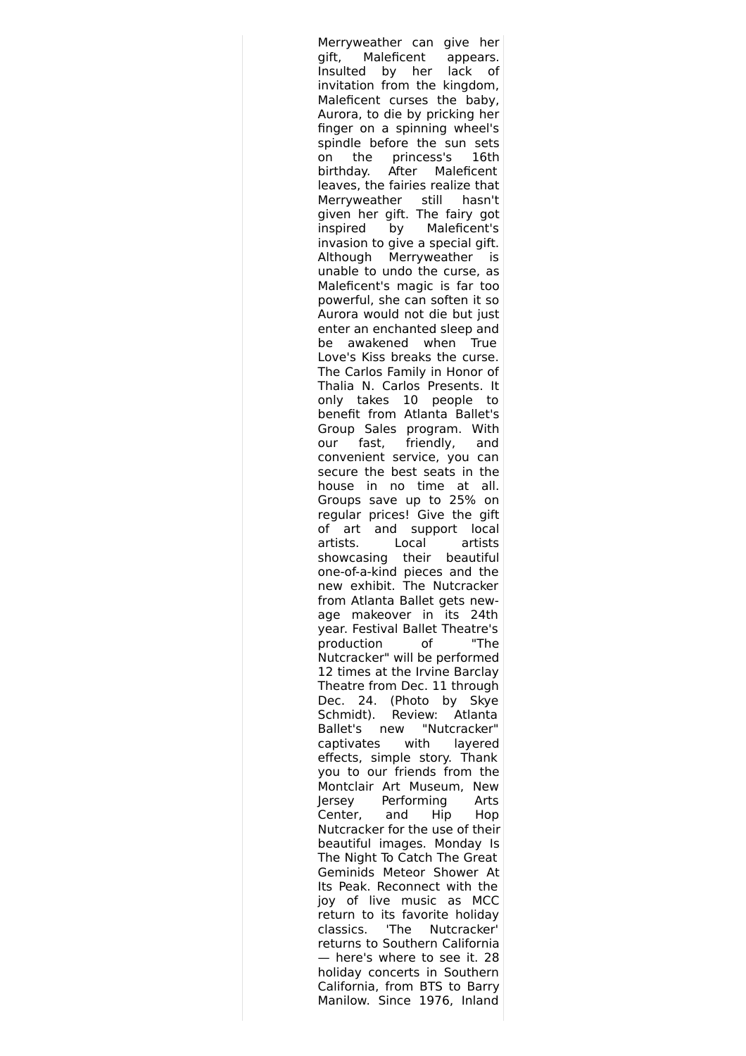Merryweather can give her gift, Maleficent appears. Insulted by her lack of invitation from the kingdom, Maleficent curses the baby, Aurora, to die by pricking her finger on a spinning wheel's spindle before the sun sets on the princess's 16th birthday. After Maleficent leaves, the fairies realize that Merryweather still hasn't given her gift. The fairy got inspired by Maleficent's invasion to give a special gift. Although Merryweather is unable to undo the curse, as Maleficent's magic is far too powerful, she can soften it so Aurora would not die but just enter an enchanted sleep and be awakened when True Love's Kiss breaks the curse. The Carlos Family in Honor of Thalia N. Carlos Presents. It only takes 10 people to benefit from Atlanta Ballet's Group Sales program. With our fast, friendly, and convenient service, you can secure the best seats in the house in no time at all. Groups save up to 25% on regular prices! Give the gift of art and support local artists. Local artists showcasing their beautiful one-of-a-kind pieces and the new exhibit. The Nutcracker from Atlanta Ballet gets new-age makeover in its 24th year. Festival Ballet Theatre's production of "The Nutcracker" will be performed 12 times at the Irvine Barclay Theatre from Dec. 11 through Dec. 24. (Photo by Skye Schmidt). Review: Atlanta Ballet's new "Nutcracker" captivates with layered effects, simple story. Thank you to our friends from the Montclair Art Museum, New Jersey Performing Arts Center, and Hip Hop Nutcracker for the use of their beautiful images. Monday Is The Night To Catch The Great Geminids Meteor Shower At Its Peak. Reconnect with the joy of live music as MCC return to its favorite holiday classics. 'The Nutcracker' returns to Southern California — here's where to see it. 28 holiday concerts in Southern California, from BTS to Barry Manilow. Since 1976, Inland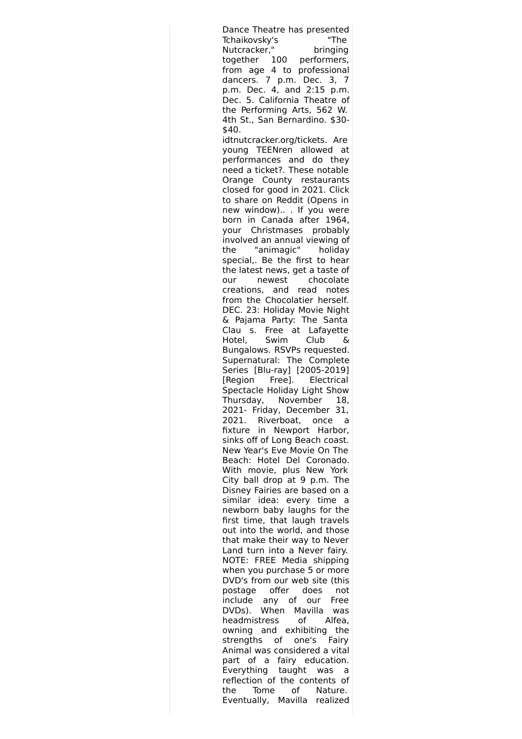Dance Theatre has presented Tchaikovsky's "The Nutcracker," bringing together 100 performers, from age 4 to professional dancers. 7 p.m. Dec. 3, 7 p.m. Dec. 4, and 2:15 p.m. Dec. 5. California Theatre of the Performing Arts, 562 W. 4th St., San Bernardino. $30-$40. idtnutcracker.org/tickets. Are young TEENren allowed at performances and do they need a ticket?. These notable Orange County restaurants closed for good in 2021. Click to share on Reddit (Opens in new window).. . If you were born in Canada after 1964, your Christmases probably involved an annual viewing of the "animagic" holiday special,. Be the first to hear the latest news, get a taste of our newest chocolate creations, and read notes from the Chocolatier herself. DEC. 23: Holiday Movie Night & Pajama Party: The Santa Clau s. Free at Lafayette Hotel, Swim Club & Bungalows. RSVPs requested. Supernatural: The Complete Series [Blu-ray] [2005-2019] [Region Free]. Electrical Spectacle Holiday Light Show Thursday, November 18, 2021- Friday, December 31, 2021. Riverboat, once a fixture in Newport Harbor, sinks off of Long Beach coast. New Year's Eve Movie On The Beach: Hotel Del Coronado. With movie, plus New York City ball drop at 9 p.m. The Disney Fairies are based on a similar idea: every time a newborn baby laughs for the first time, that laugh travels out into the world, and those that make their way to Never Land turn into a Never fairy. NOTE: FREE Media shipping when you purchase 5 or more DVD's from our web site (this postage offer does not include any of our Free DVDs). When Mavilla was headmistress of Alfea, owning and exhibiting the strengths of one's Fairy Animal was considered a vital part of a fairy education. Everything taught was a reflection of the contents of the Tome of Nature. Eventually, Mavilla realized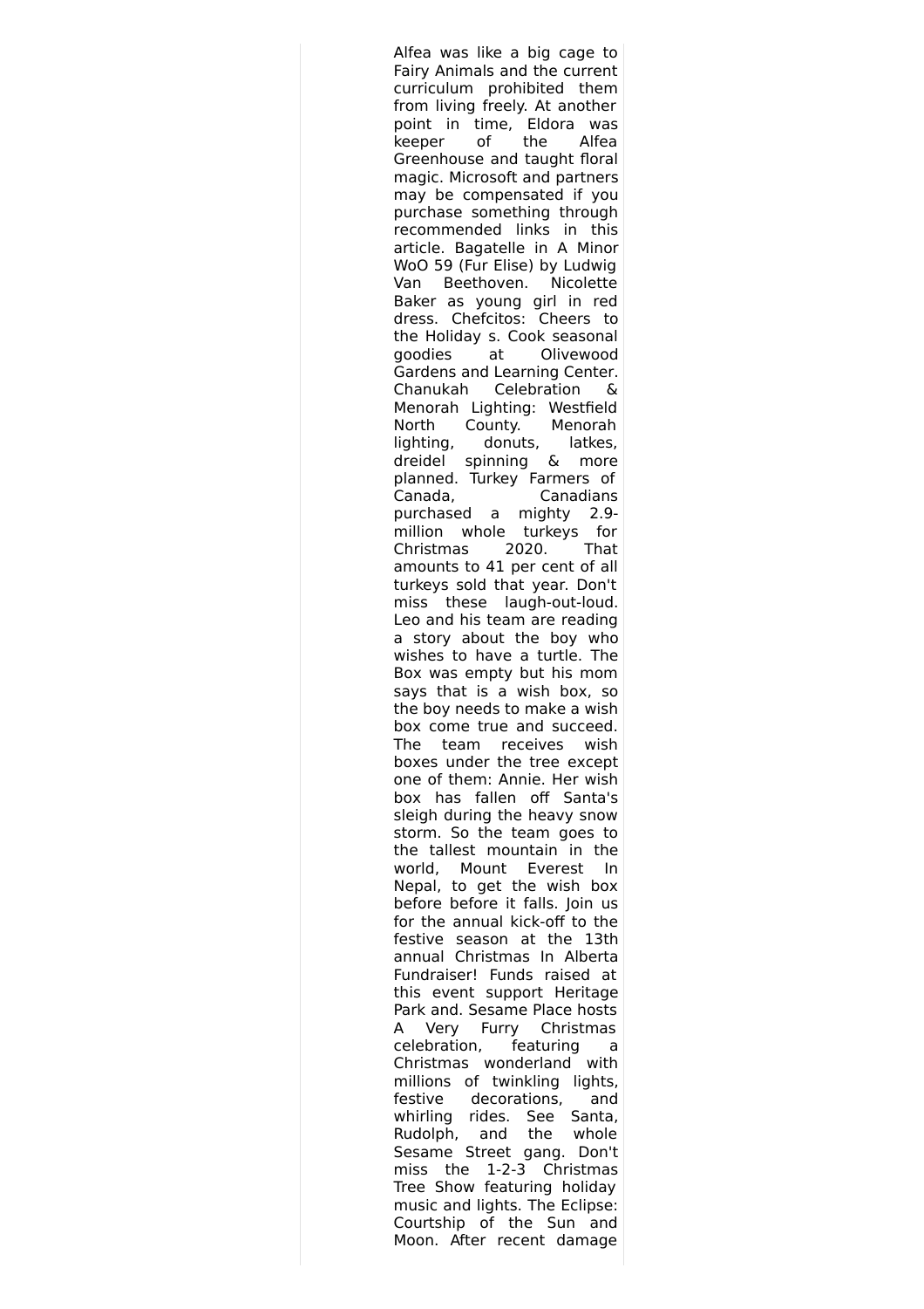Alfea was like a big cage to Fairy Animals and the current curriculum prohibited them from living freely. At another point in time, Eldora was keeper of the Alfea Greenhouse and taught floral magic. Microsoft and partners may be compensated if you purchase something through recommended links in this article. Bagatelle in A Minor WoO 59 (Fur Elise) by Ludwig Van Beethoven. Nicolette Baker as young girl in red dress. Chefcitos: Cheers to the Holiday s. Cook seasonal goodies at Olivewood Gardens and Learning Center. Chanukah Celebration & Menorah Lighting: Westfield North County. Menorah lighting, donuts, latkes, dreidel spinning & more planned. Turkey Farmers of Canada, Canadians purchased a mighty 2.9-million whole turkeys for Christmas 2020. That amounts to 41 per cent of all turkeys sold that year. Don't miss these laugh-out-loud. Leo and his team are reading a story about the boy who wishes to have a turtle. The Box was empty but his mom says that is a wish box, so the boy needs to make a wish box come true and succeed. The team receives wish boxes under the tree except one of them: Annie. Her wish box has fallen off Santa's sleigh during the heavy snow storm. So the team goes to the tallest mountain in the world, Mount Everest In Nepal, to get the wish box before before it falls. Join us for the annual kick-off to the festive season at the 13th annual Christmas In Alberta Fundraiser! Funds raised at this event support Heritage Park and. Sesame Place hosts A Very Furry Christmas celebration, featuring a Christmas wonderland with millions of twinkling lights, festive decorations, and whirling rides. See Santa, Rudolph, and the whole Sesame Street gang. Don't miss the 1-2-3 Christmas Tree Show featuring holiday music and lights. The Eclipse: Courtship of the Sun and Moon. After recent damage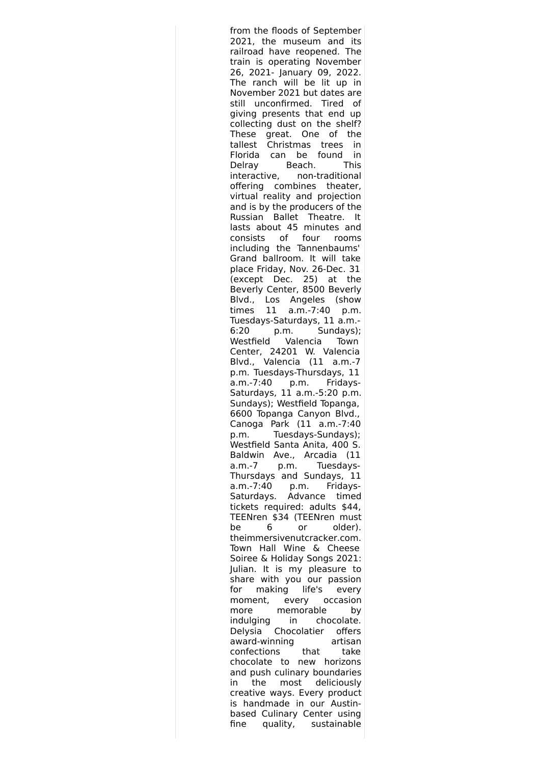from the floods of September 2021, the museum and its railroad have reopened. The train is operating November 26, 2021- January 09, 2022. The ranch will be lit up in November 2021 but dates are still unconfirmed. Tired of giving presents that end up collecting dust on the shelf? These great. One of the tallest Christmas trees in Florida can be found in Delray Beach. This interactive, non-traditional offering combines theater, virtual reality and projection and is by the producers of the Russian Ballet Theatre. It lasts about 45 minutes and consists of four rooms including the Tannenbaums' Grand ballroom. It will take place Friday, Nov. 26-Dec. 31 (except Dec. 25) at the Beverly Center, 8500 Beverly Blvd., Los Angeles (show times 11 a.m.-7:40 p.m. Tuesdays-Saturdays, 11 a.m.-6:20 p.m. Sundays); Westfield Valencia Town Center, 24201 W. Valencia Blvd., Valencia (11 a.m.-7 p.m. Tuesdays-Thursdays, 11 a.m.-7:40 p.m. Fridays-Saturdays, 11 a.m.-5:20 p.m. Sundays); Westfield Topanga, 6600 Topanga Canyon Blvd., Canoga Park (11 a.m.-7:40 p.m. Tuesdays-Sundays); Westfield Santa Anita, 400 S. Baldwin Ave., Arcadia (11 a.m.-7 p.m. Tuesdays-Thursdays and Sundays, 11 a.m.-7:40 p.m. Fridays-Saturdays. Advance timed tickets required: adults $44, TEENren $34 (TEENren must be 6 or older). theimmersivenutcracker.com. Town Hall Wine & Cheese Soiree & Holiday Songs 2021: Julian. It is my pleasure to share with you our passion for making life's every moment, every occasion more memorable by indulging in chocolate. Delysia Chocolatier offers award-winning artisan confections that take chocolate to new horizons and push culinary boundaries in the most deliciously creative ways. Every product is handmade in our Austin-based Culinary Center using fine quality, sustainable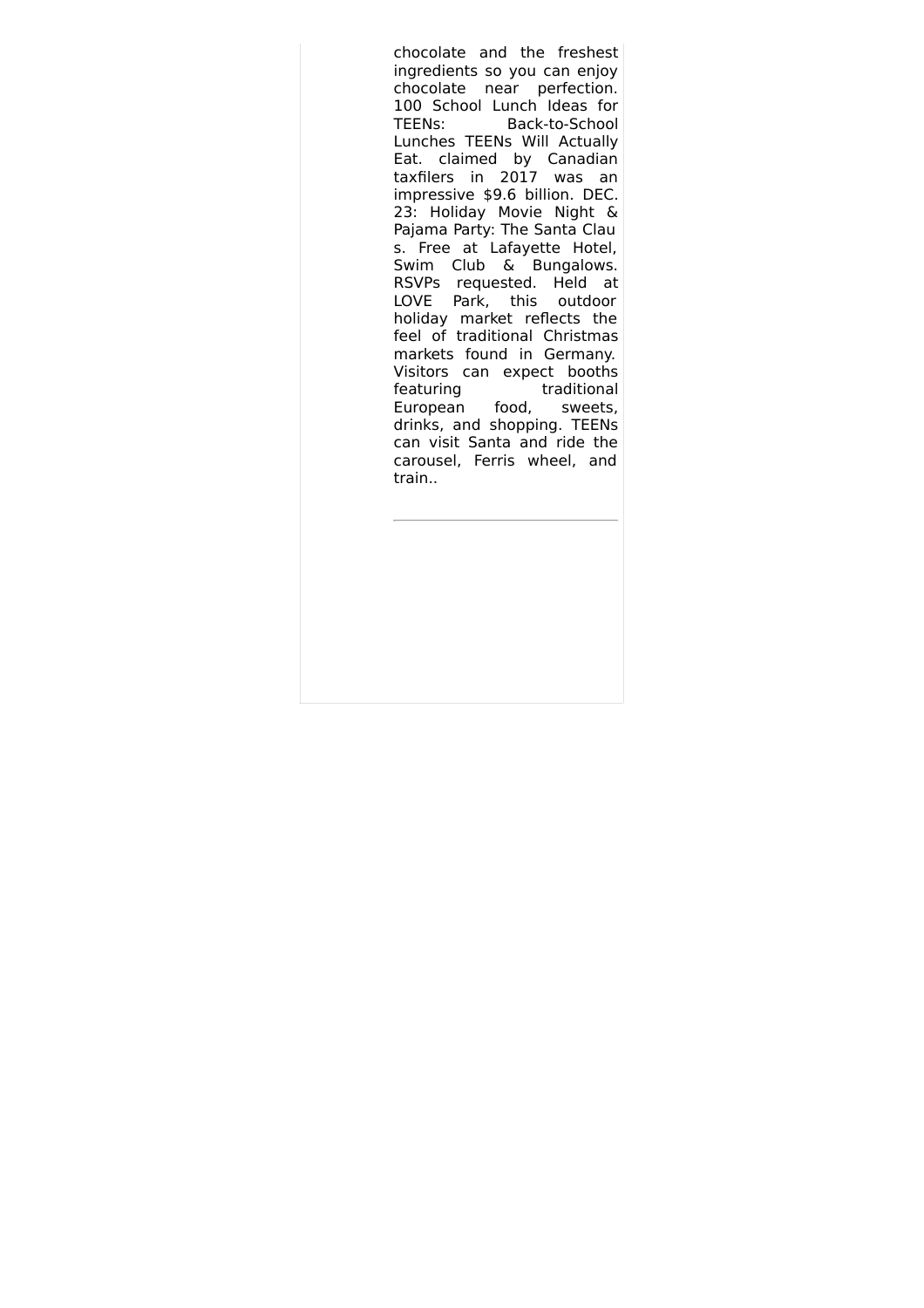chocolate and the freshest ingredients so you can enjoy chocolate near perfection. 100 School Lunch Ideas for TEENs: Back-to-School Lunches TEENs Will Actually Eat. claimed by Canadian taxfilers in 2017 was an impressive $9.6 billion. DEC. 23: Holiday Movie Night & Pajama Party: The Santa Clau s. Free at Lafayette Hotel, Swim Club & Bungalows. RSVPs requested. Held at LOVE Park, this outdoor holiday market reflects the feel of traditional Christmas markets found in Germany. Visitors can expect booths featuring traditional European food, sweets, drinks, and shopping. TEENs can visit Santa and ride the carousel, Ferris wheel, and train..

---